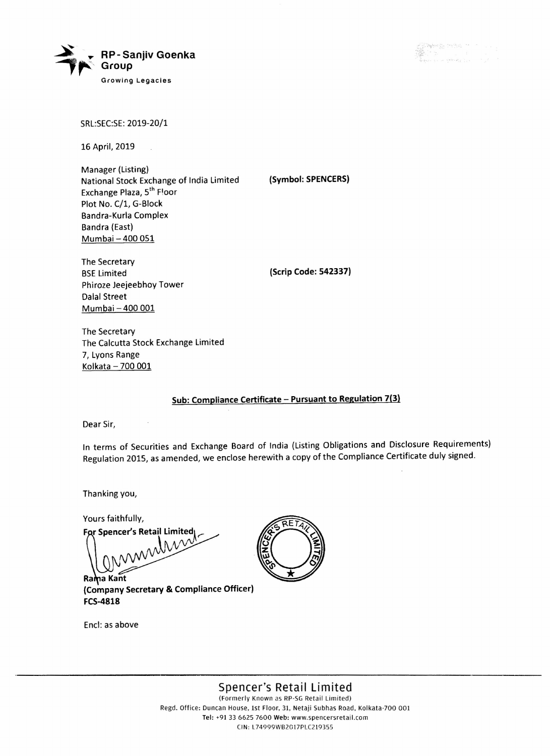RP - Sanjiv Goenka Group

Growing Legacies

SRL:SEC:SE: 2019-20/1

16 April, 2019

Manager (Listing)
National Stock Exchange of India Limited **(Symbol: SPENCERS)**
Exchange Plaza, 5th Floor
Plot No. C/1, G-Block
Bandra-Kurla Complex
Bandra (East)
Mumbai – 400 051

The Secretary
BSE Limited **(Scrip Code: 542337)**
Phiroze Jeejeebhoy Tower
Dalal Street
Mumbai – 400 001

The Secretary
The Calcutta Stock Exchange Limited
7, Lyons Range
Kolkata – 700 001

**Sub: Compliance Certificate – Pursuant to Regulation 7(3)**

Dear Sir,

In terms of Securities and Exchange Board of India (Listing Obligations and Disclosure Requirements) Regulation 2015, as amended, we enclose herewith a copy of the Compliance Certificate duly signed.

Thanking you,

Yours faithfully,

**For Spencer's Retail Limited**

**Rama Kant**
**(Company Secretary & Compliance Officer)**
**FCS-4818**

Encl: as above

Spencer's Retail Limited
(Formerly Known as RP-SG Retail Limited)
Regd. Office: Duncan House, 1st Floor, 31, Netaji Subhas Road, Kolkata-700 001
Tel: +91 33 6625 7600 Web: www.spencersretail.com
CIN: L74999WB2017PLC219355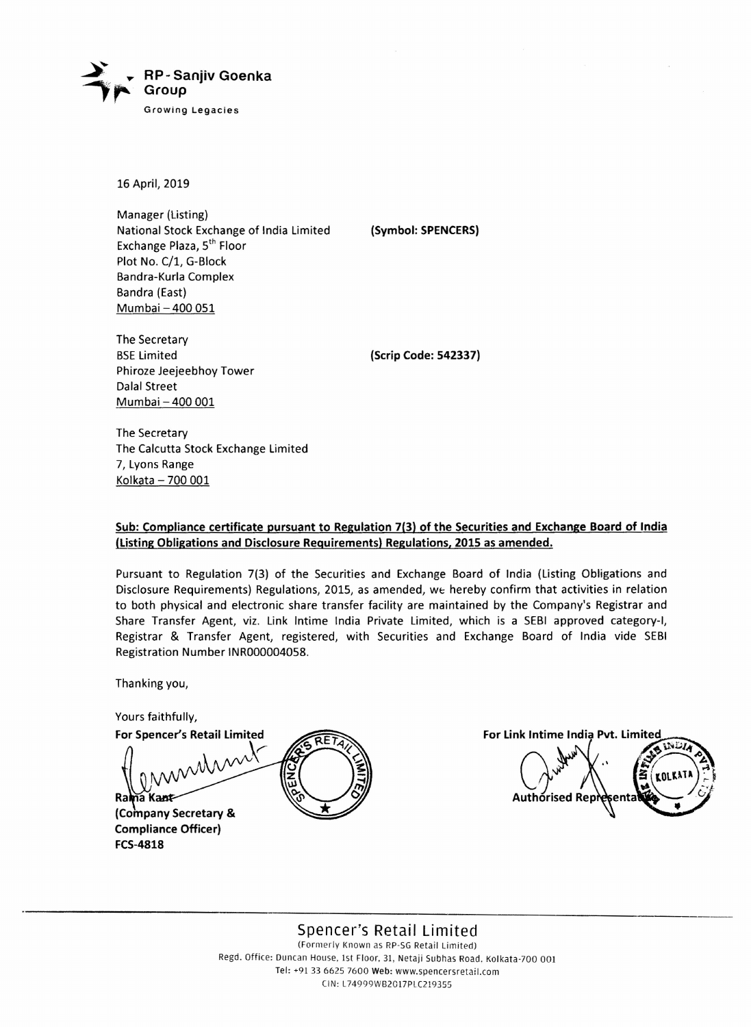RP - Sanjiv Goenka Group

Growing Legacies

16 April, 2019

Manager (Listing)
National Stock Exchange of India Limited **(Symbol: SPENCERS)**
Exchange Plaza, 5th Floor
Plot No. C/1, G-Block
Bandra-Kurla Complex
Bandra (East)
Mumbai – 400 051

The Secretary
BSE Limited **(Scrip Code: 542337)**
Phiroze Jeejeebhoy Tower
Dalal Street
Mumbai – 400 001

The Secretary
The Calcutta Stock Exchange Limited
7, Lyons Range
Kolkata – 700 001

**Sub: Compliance certificate pursuant to Regulation 7(3) of the Securities and Exchange Board of India (Listing Obligations and Disclosure Requirements) Regulations, 2015 as amended.**

Pursuant to Regulation 7(3) of the Securities and Exchange Board of India (Listing Obligations and Disclosure Requirements) Regulations, 2015, as amended, we hereby confirm that activities in relation to both physical and electronic share transfer facility are maintained by the Company's Registrar and Share Transfer Agent, viz. Link Intime India Private Limited, which is a SEBI approved category-I, Registrar & Transfer Agent, registered, with Securities and Exchange Board of India vide SEBI Registration Number INR000004058.

Thanking you,

Yours faithfully,

**For Spencer's Retail Limited**

Rama Kant
**(Company Secretary & Compliance Officer)**
**FCS-4818**

**For Link Intime India Pvt. Limited**

**Authorised Representative**

Spencer's Retail Limited
(Formerly Known as RP-SG Retail Limited)
Regd. Office: Duncan House, 1st Floor, 31, Netaji Subhas Road, Kolkata-700 001
Tel: +91 33 6625 7600 Web: www.spencersretail.com
CIN: L74999WB2017PLC219355